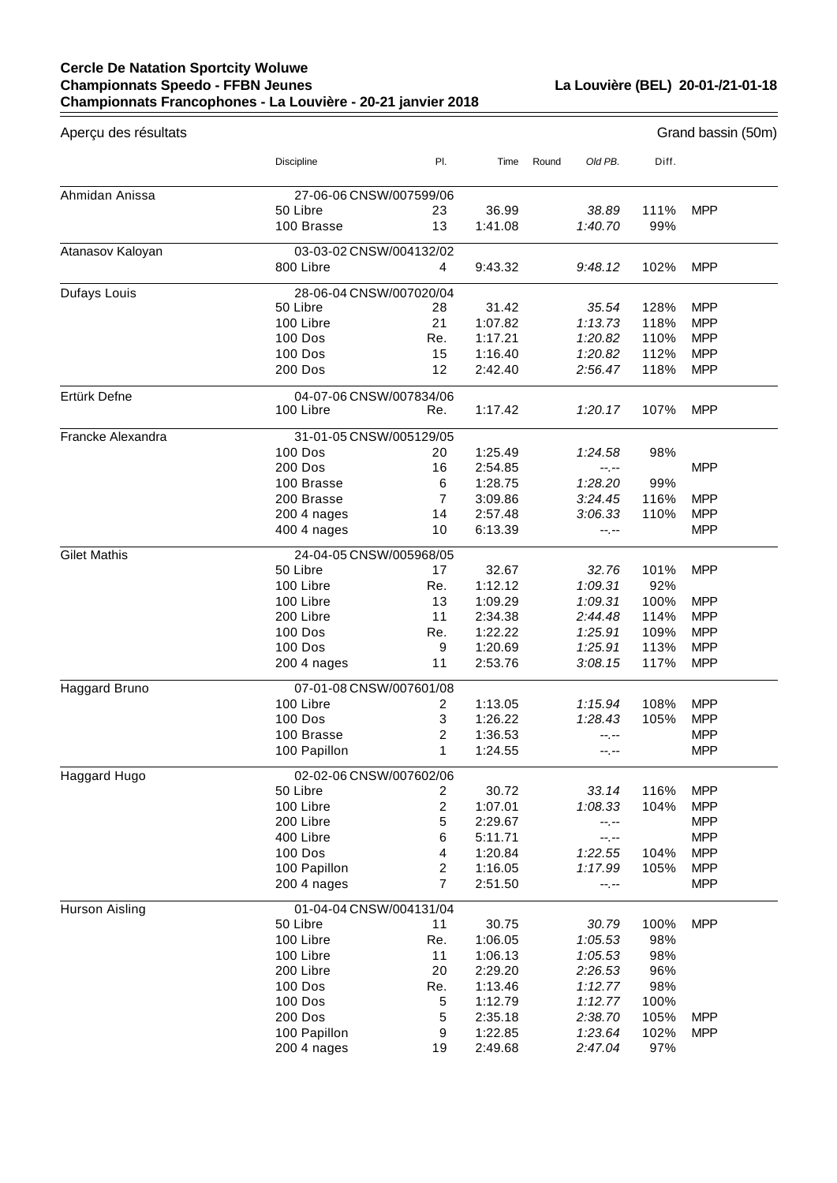**Cercle De Natation Sportcity Woluwe**
**Championnats Speedo - FFBN Jeunes**
**Championnats Francophones - La Louvière - 20-21 janvier 2018**

**La Louvière (BEL) 20-01-/21-01-18**

Aperçu des résultats — Grand bassin (50m)

| | Discipline | Pl. | Time | Round | Old PB. | Diff. | |
|---|---|---|---|---|---|---|---|
| Ahmidan Anissa | 27-06-06 CNSW/007599/06 | | | | | | |
| | 50 Libre | 23 | 36.99 | | *38.89* | 111% | MPP |
| | 100 Brasse | 13 | 1:41.08 | | *1:40.70* | 99% | |
| Atanasov Kaloyan | 03-03-02 CNSW/004132/02 | | | | | | |
| | 800 Libre | 4 | 9:43.32 | | *9:48.12* | 102% | MPP |
| Dufays Louis | 28-06-04 CNSW/007020/04 | | | | | | |
| | 50 Libre | 28 | 31.42 | | *35.54* | 128% | MPP |
| | 100 Libre | 21 | 1:07.82 | | *1:13.73* | 118% | MPP |
| | 100 Dos | Re. | 1:17.21 | | *1:20.82* | 110% | MPP |
| | 100 Dos | 15 | 1:16.40 | | *1:20.82* | 112% | MPP |
| | 200 Dos | 12 | 2:42.40 | | *2:56.47* | 118% | MPP |
| Ertürk Defne | 04-07-06 CNSW/007834/06 | | | | | | |
| | 100 Libre | Re. | 1:17.42 | | *1:20.17* | 107% | MPP |
| Francke Alexandra | 31-01-05 CNSW/005129/05 | | | | | | |
| | 100 Dos | 20 | 1:25.49 | | *1:24.58* | 98% | |
| | 200 Dos | 16 | 2:54.85 | | *--.--* | | MPP |
| | 100 Brasse | 6 | 1:28.75 | | *1:28.20* | 99% | |
| | 200 Brasse | 7 | 3:09.86 | | *3:24.45* | 116% | MPP |
| | 200 4 nages | 14 | 2:57.48 | | *3:06.33* | 110% | MPP |
| | 400 4 nages | 10 | 6:13.39 | | *--.--* | | MPP |
| Gilet Mathis | 24-04-05 CNSW/005968/05 | | | | | | |
| | 50 Libre | 17 | 32.67 | | *32.76* | 101% | MPP |
| | 100 Libre | Re. | 1:12.12 | | *1:09.31* | 92% | |
| | 100 Libre | 13 | 1:09.29 | | *1:09.31* | 100% | MPP |
| | 200 Libre | 11 | 2:34.38 | | *2:44.48* | 114% | MPP |
| | 100 Dos | Re. | 1:22.22 | | *1:25.91* | 109% | MPP |
| | 100 Dos | 9 | 1:20.69 | | *1:25.91* | 113% | MPP |
| | 200 4 nages | 11 | 2:53.76 | | *3:08.15* | 117% | MPP |
| Haggard Bruno | 07-01-08 CNSW/007601/08 | | | | | | |
| | 100 Libre | 2 | 1:13.05 | | *1:15.94* | 108% | MPP |
| | 100 Dos | 3 | 1:26.22 | | *1:28.43* | 105% | MPP |
| | 100 Brasse | 2 | 1:36.53 | | *--.--* | | MPP |
| | 100 Papillon | 1 | 1:24.55 | | *--.--* | | MPP |
| Haggard Hugo | 02-02-06 CNSW/007602/06 | | | | | | |
| | 50 Libre | 2 | 30.72 | | *33.14* | 116% | MPP |
| | 100 Libre | 2 | 1:07.01 | | *1:08.33* | 104% | MPP |
| | 200 Libre | 5 | 2:29.67 | | *--.--* | | MPP |
| | 400 Libre | 6 | 5:11.71 | | *--.--* | | MPP |
| | 100 Dos | 4 | 1:20.84 | | *1:22.55* | 104% | MPP |
| | 100 Papillon | 2 | 1:16.05 | | *1:17.99* | 105% | MPP |
| | 200 4 nages | 7 | 2:51.50 | | *--.--* | | MPP |
| Hurson Aisling | 01-04-04 CNSW/004131/04 | | | | | | |
| | 50 Libre | 11 | 30.75 | | *30.79* | 100% | MPP |
| | 100 Libre | Re. | 1:06.05 | | *1:05.53* | 98% | |
| | 100 Libre | 11 | 1:06.13 | | *1:05.53* | 98% | |
| | 200 Libre | 20 | 2:29.20 | | *2:26.53* | 96% | |
| | 100 Dos | Re. | 1:13.46 | | *1:12.77* | 98% | |
| | 100 Dos | 5 | 1:12.79 | | *1:12.77* | 100% | |
| | 200 Dos | 5 | 2:35.18 | | *2:38.70* | 105% | MPP |
| | 100 Papillon | 9 | 1:22.85 | | *1:23.64* | 102% | MPP |
| | 200 4 nages | 19 | 2:49.68 | | *2:47.04* | 97% | |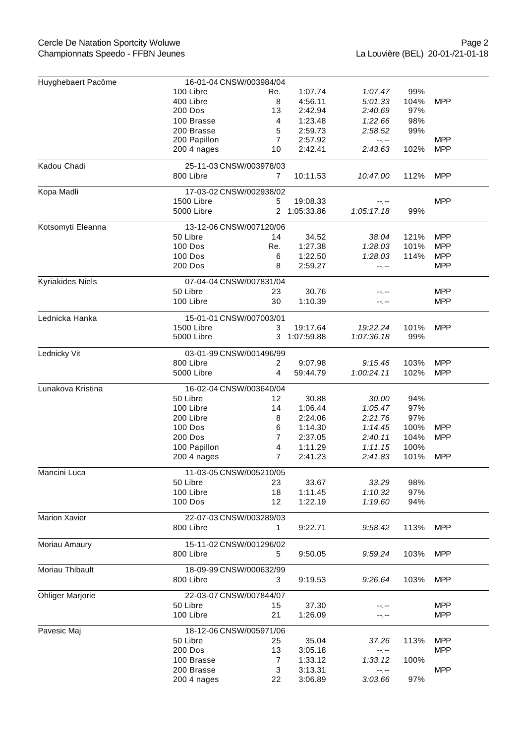| Nom | Info / Épreuve | Place | Temps | Temps ref. | % | |
|---|---|---|---|---|---|---|
| Huyghebaert Pacôme | 16-01-04 CNSW/003984/04 | | | | | |
| | 100 Libre | Re. | 1:07.74 | *1:07.47* | 99% | |
| | 400 Libre | 8 | 4:56.11 | *5:01.33* | 104% | MPP |
| | 200 Dos | 13 | 2:42.94 | *2:40.69* | 97% | |
| | 100 Brasse | 4 | 1:23.48 | *1:22.66* | 98% | |
| | 200 Brasse | 5 | 2:59.73 | *2:58.52* | 99% | |
| | 200 Papillon | 7 | 2:57.92 | *--.--* | | MPP |
| | 200 4 nages | 10 | 2:42.41 | *2:43.63* | 102% | MPP |
| Kadou Chadi | 25-11-03 CNSW/003978/03 | | | | | |
| | 800 Libre | 7 | 10:11.53 | *10:47.00* | 112% | MPP |
| Kopa Madli | 17-03-02 CNSW/002938/02 | | | | | |
| | 1500 Libre | 5 | 19:08.33 | *--.--* | | MPP |
| | 5000 Libre | 2 | 1:05:33.86 | *1:05:17.18* | 99% | |
| Kotsomyti Eleanna | 13-12-06 CNSW/007120/06 | | | | | |
| | 50 Libre | 14 | 34.52 | *38.04* | 121% | MPP |
| | 100 Dos | Re. | 1:27.38 | *1:28.03* | 101% | MPP |
| | 100 Dos | 6 | 1:22.50 | *1:28.03* | 114% | MPP |
| | 200 Dos | 8 | 2:59.27 | *--.--* | | MPP |
| Kyriakides Niels | 07-04-04 CNSW/007831/04 | | | | | |
| | 50 Libre | 23 | 30.76 | *--.--* | | MPP |
| | 100 Libre | 30 | 1:10.39 | *--.--* | | MPP |
| Lednicka Hanka | 15-01-01 CNSW/007003/01 | | | | | |
| | 1500 Libre | 3 | 19:17.64 | *19:22.24* | 101% | MPP |
| | 5000 Libre | 3 | 1:07:59.88 | *1:07:36.18* | 99% | |
| Lednicky Vit | 03-01-99 CNSW/001496/99 | | | | | |
| | 800 Libre | 2 | 9:07.98 | *9:15.46* | 103% | MPP |
| | 5000 Libre | 4 | 59:44.79 | *1:00:24.11* | 102% | MPP |
| Lunakova Kristina | 16-02-04 CNSW/003640/04 | | | | | |
| | 50 Libre | 12 | 30.88 | *30.00* | 94% | |
| | 100 Libre | 14 | 1:06.44 | *1:05.47* | 97% | |
| | 200 Libre | 8 | 2:24.06 | *2:21.76* | 97% | |
| | 100 Dos | 6 | 1:14.30 | *1:14.45* | 100% | MPP |
| | 200 Dos | 7 | 2:37.05 | *2:40.11* | 104% | MPP |
| | 100 Papillon | 4 | 1:11.29 | *1:11.15* | 100% | |
| | 200 4 nages | 7 | 2:41.23 | *2:41.83* | 101% | MPP |
| Mancini Luca | 11-03-05 CNSW/005210/05 | | | | | |
| | 50 Libre | 23 | 33.67 | *33.29* | 98% | |
| | 100 Libre | 18 | 1:11.45 | *1:10.32* | 97% | |
| | 100 Dos | 12 | 1:22.19 | *1:19.60* | 94% | |
| Marion Xavier | 22-07-03 CNSW/003289/03 | | | | | |
| | 800 Libre | 1 | 9:22.71 | *9:58.42* | 113% | MPP |
| Moriau Amaury | 15-11-02 CNSW/001296/02 | | | | | |
| | 800 Libre | 5 | 9:50.05 | *9:59.24* | 103% | MPP |
| Moriau Thibault | 18-09-99 CNSW/000632/99 | | | | | |
| | 800 Libre | 3 | 9:19.53 | *9:26.64* | 103% | MPP |
| Ohliger Marjorie | 22-03-07 CNSW/007844/07 | | | | | |
| | 50 Libre | 15 | 37.30 | *--.--* | | MPP |
| | 100 Libre | 21 | 1:26.09 | *--.--* | | MPP |
| Pavesic Maj | 18-12-06 CNSW/005971/06 | | | | | |
| | 50 Libre | 25 | 35.04 | *37.26* | 113% | MPP |
| | 200 Dos | 13 | 3:05.18 | *--.--* | | MPP |
| | 100 Brasse | 7 | 1:33.12 | *1:33.12* | 100% | |
| | 200 Brasse | 3 | 3:13.31 | *--.--* | | MPP |
| | 200 4 nages | 22 | 3:06.89 | *3:03.66* | 97% | |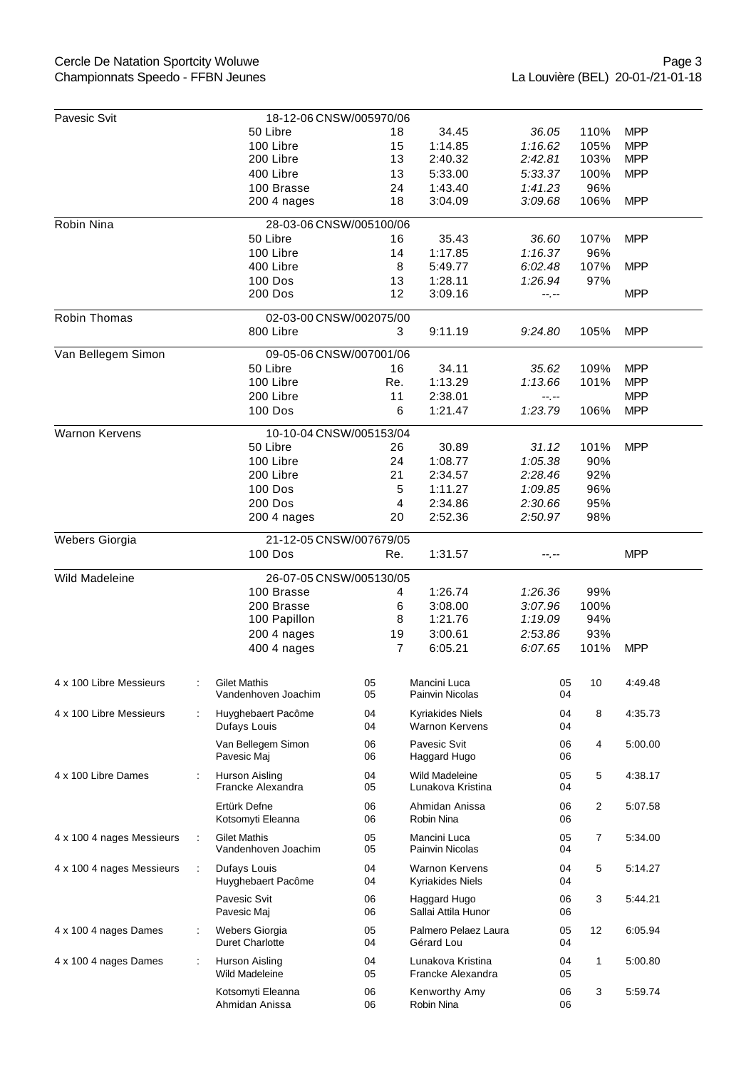| | | | | | | |
|---|---|---|---|---|---|---|
| **Pavesic Svit** | 18-12-06 CNSW/005970/06 | | | | | |
| | 50 Libre | 18 | 34.45 | *36.05* | 110% | MPP |
| | 100 Libre | 15 | 1:14.85 | *1:16.62* | 105% | MPP |
| | 200 Libre | 13 | 2:40.32 | *2:42.81* | 103% | MPP |
| | 400 Libre | 13 | 5:33.00 | *5:33.37* | 100% | MPP |
| | 100 Brasse | 24 | 1:43.40 | *1:41.23* | 96% | |
| | 200 4 nages | 18 | 3:04.09 | *3:09.68* | 106% | MPP |
| **Robin Nina** | 28-03-06 CNSW/005100/06 | | | | | |
| | 50 Libre | 16 | 35.43 | *36.60* | 107% | MPP |
| | 100 Libre | 14 | 1:17.85 | *1:16.37* | 96% | |
| | 400 Libre | 8 | 5:49.77 | *6:02.48* | 107% | MPP |
| | 100 Dos | 13 | 1:28.11 | *1:26.94* | 97% | |
| | 200 Dos | 12 | 3:09.16 | *--.--* | | MPP |
| **Robin Thomas** | 02-03-00 CNSW/002075/00 | | | | | |
| | 800 Libre | 3 | 9:11.19 | *9:24.80* | 105% | MPP |
| **Van Bellegem Simon** | 09-05-06 CNSW/007001/06 | | | | | |
| | 50 Libre | 16 | 34.11 | *35.62* | 109% | MPP |
| | 100 Libre | Re. | 1:13.29 | *1:13.66* | 101% | MPP |
| | 200 Libre | 11 | 2:38.01 | *--.--* | | MPP |
| | 100 Dos | 6 | 1:21.47 | *1:23.79* | 106% | MPP |
| **Warnon Kervens** | 10-10-04 CNSW/005153/04 | | | | | |
| | 50 Libre | 26 | 30.89 | *31.12* | 101% | MPP |
| | 100 Libre | 24 | 1:08.77 | *1:05.38* | 90% | |
| | 200 Libre | 21 | 2:34.57 | *2:28.46* | 92% | |
| | 100 Dos | 5 | 1:11.27 | *1:09.85* | 96% | |
| | 200 Dos | 4 | 2:34.86 | *2:30.66* | 95% | |
| | 200 4 nages | 20 | 2:52.36 | *2:50.97* | 98% | |
| **Webers Giorgia** | 21-12-05 CNSW/007679/05 | | | | | |
| | 100 Dos | Re. | 1:31.57 | *--.--* | | MPP |
| **Wild Madeleine** | 26-07-05 CNSW/005130/05 | | | | | |
| | 100 Brasse | 4 | 1:26.74 | *1:26.36* | 99% | |
| | 200 Brasse | 6 | 3:08.00 | *3:07.96* | 100% | |
| | 100 Papillon | 8 | 1:21.76 | *1:19.09* | 94% | |
| | 200 4 nages | 19 | 3:00.61 | *2:53.86* | 93% | |
| | 400 4 nages | 7 | 6:05.21 | *6:07.65* | 101% | MPP |

| | | | | | | |
|---|---|---|---|---|---|---|
| 4 x 100 Libre Messieurs : | Gilet Mathis | 05 | Mancini Luca | 05 | 10 | 4:49.48 |
| | Vandenhoven Joachim | 05 | Painvin Nicolas | 04 | | |
| 4 x 100 Libre Messieurs : | Huyghebaert Pacôme | 04 | Kyriakides Niels | 04 | 8 | 4:35.73 |
| | Dufays Louis | 04 | Warnon Kervens | 04 | | |
| | Van Bellegem Simon | 06 | Pavesic Svit | 06 | 4 | 5:00.00 |
| | Pavesic Maj | 06 | Haggard Hugo | 06 | | |
| 4 x 100 Libre Dames : | Hurson Aisling | 04 | Wild Madeleine | 05 | 5 | 4:38.17 |
| | Francke Alexandra | 05 | Lunakova Kristina | 04 | | |
| | Ertürk Defne | 06 | Ahmidan Anissa | 06 | 2 | 5:07.58 |
| | Kotsomyti Eleanna | 06 | Robin Nina | 06 | | |
| 4 x 100 4 nages Messieurs : | Gilet Mathis | 05 | Mancini Luca | 05 | 7 | 5:34.00 |
| | Vandenhoven Joachim | 05 | Painvin Nicolas | 04 | | |
| 4 x 100 4 nages Messieurs : | Dufays Louis | 04 | Warnon Kervens | 04 | 5 | 5:14.27 |
| | Huyghebaert Pacôme | 04 | Kyriakides Niels | 04 | | |
| | Pavesic Svit | 06 | Haggard Hugo | 06 | 3 | 5:44.21 |
| | Pavesic Maj | 06 | Sallai Attila Hunor | 06 | | |
| 4 x 100 4 nages Dames : | Webers Giorgia | 05 | Palmero Pelaez Laura | 05 | 12 | 6:05.94 |
| | Duret Charlotte | 04 | Gérard Lou | 04 | | |
| 4 x 100 4 nages Dames : | Hurson Aisling | 04 | Lunakova Kristina | 04 | 1 | 5:00.80 |
| | Wild Madeleine | 05 | Francke Alexandra | 05 | | |
| | Kotsomyti Eleanna | 06 | Kenworthy Amy | 06 | 3 | 5:59.74 |
| | Ahmidan Anissa | 06 | Robin Nina | 06 | | |